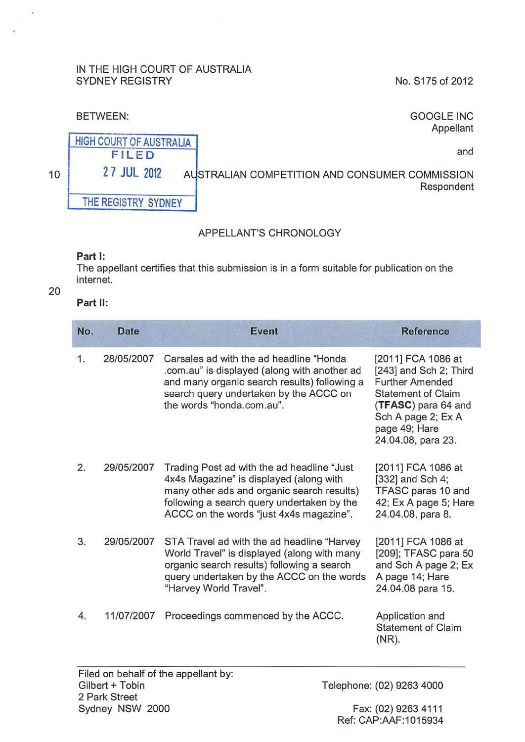IN THE HIGH COURT OF AUSTRALIA
SYDNEY REGISTRY

No. S175 of 2012

BETWEEN:

GOOGLE INC
Appellant

and

AUSTRALIAN COMPETITION AND CONSUMER COMMISSION
Respondent

HIGH COURT OF AUSTRALIA
FILED
27 JUL 2012
THE REGISTRY SYDNEY

## APPELLANT'S CHRONOLOGY

**Part I:**

The appellant certifies that this submission is in a form suitable for publication on the internet.

**Part II:**

| No. | Date | Event | Reference |
|---|---|---|---|
| 1. | 28/05/2007 | Carsales ad with the ad headline "Honda .com.au" is displayed (along with another ad and many organic search results) following a search query undertaken by the ACCC on the words "honda.com.au". | [2011] FCA 1086 at [243] and Sch 2; Third Further Amended Statement of Claim (**TFASC**) para 64 and Sch A page 2; Ex A page 49; Hare 24.04.08, para 23. |
| 2. | 29/05/2007 | Trading Post ad with the ad headline "Just 4x4s Magazine" is displayed (along with many other ads and organic search results) following a search query undertaken by the ACCC on the words "just 4x4s magazine". | [2011] FCA 1086 at [332] and Sch 4; TFASC paras 10 and 42; Ex A page 5; Hare 24.04.08, para 8. |
| 3. | 29/05/2007 | STA Travel ad with the ad headline "Harvey World Travel" is displayed (along with many organic search results) following a search query undertaken by the ACCC on the words "Harvey World Travel". | [2011] FCA 1086 at [209]; TFASC para 50 and Sch A page 2; Ex A page 14; Hare 24.04.08 para 15. |
| 4. | 11/07/2007 | Proceedings commenced by the ACCC. | Application and Statement of Claim (NR). |

Filed on behalf of the appellant by:
Gilbert + Tobin
2 Park Street
Sydney NSW 2000

Telephone: (02) 9263 4000
Fax: (02) 9263 4111
Ref: CAP:AAF:1015934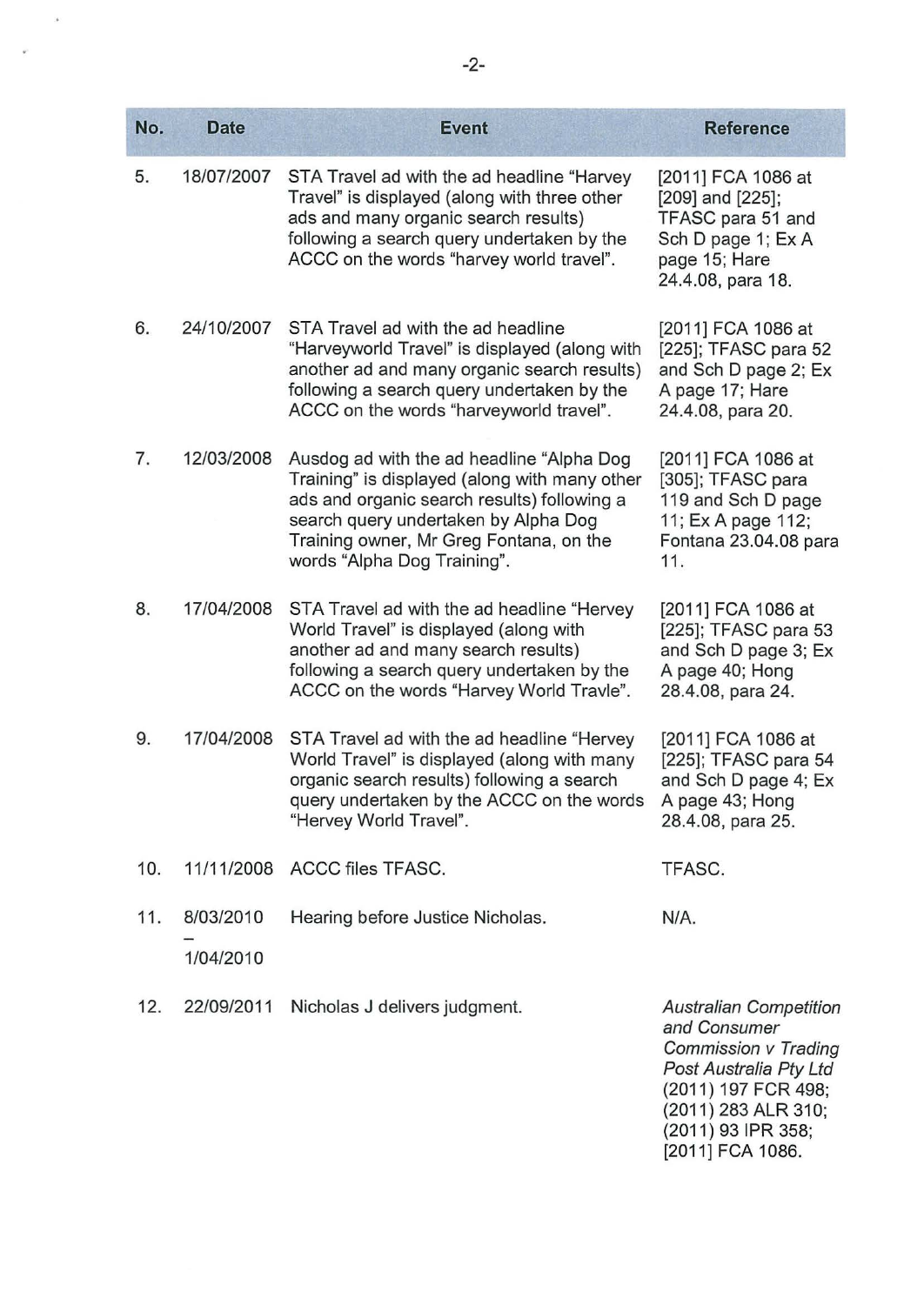| No. | Date | Event | Reference |
| --- | --- | --- | --- |
| 5. | 18/07/2007 | STA Travel ad with the ad headline "Harvey Travel" is displayed (along with three other ads and many organic search results) following a search query undertaken by the ACCC on the words "harvey world travel". | [2011] FCA 1086 at [209] and [225]; TFASC para 51 and Sch D page 1; Ex A page 15; Hare 24.4.08, para 18. |
| 6. | 24/10/2007 | STA Travel ad with the ad headline "Harveyworld Travel" is displayed (along with another ad and many organic search results) following a search query undertaken by the ACCC on the words "harveyworld travel". | [2011] FCA 1086 at [225]; TFASC para 52 and Sch D page 2; Ex A page 17; Hare 24.4.08, para 20. |
| 7. | 12/03/2008 | Ausdog ad with the ad headline "Alpha Dog Training" is displayed (along with many other ads and organic search results) following a search query undertaken by Alpha Dog Training owner, Mr Greg Fontana, on the words "Alpha Dog Training". | [2011] FCA 1086 at [305]; TFASC para 119 and Sch D page 11; Ex A page 112; Fontana 23.04.08 para 11. |
| 8. | 17/04/2008 | STA Travel ad with the ad headline "Hervey World Travel" is displayed (along with another ad and many search results) following a search query undertaken by the ACCC on the words "Harvey World Travle". | [2011] FCA 1086 at [225]; TFASC para 53 and Sch D page 3; Ex A page 40; Hong 28.4.08, para 24. |
| 9. | 17/04/2008 | STA Travel ad with the ad headline "Hervey World Travel" is displayed (along with many organic search results) following a search query undertaken by the ACCC on the words "Hervey World Travel". | [2011] FCA 1086 at [225]; TFASC para 54 and Sch D page 4; Ex A page 43; Hong 28.4.08, para 25. |
| 10. | 11/11/2008 | ACCC files TFASC. | TFASC. |
| 11. | 8/03/2010 – 1/04/2010 | Hearing before Justice Nicholas. | N/A. |
| 12. | 22/09/2011 | Nicholas J delivers judgment. | *Australian Competition and Consumer Commission v Trading Post Australia Pty Ltd* (2011) 197 FCR 498; (2011) 283 ALR 310; (2011) 93 IPR 358; [2011] FCA 1086. |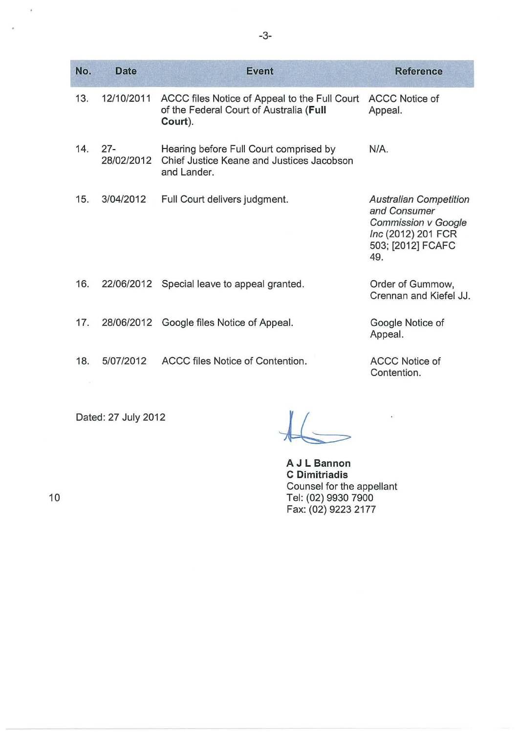| No. | Date | Event | Reference |
|---|---|---|---|
| 13. | 12/10/2011 | ACCC files Notice of Appeal to the Full Court of the Federal Court of Australia (**Full Court**). | ACCC Notice of Appeal. |
| 14. | 27-28/02/2012 | Hearing before Full Court comprised by Chief Justice Keane and Justices Jacobson and Lander. | N/A. |
| 15. | 3/04/2012 | Full Court delivers judgment. | *Australian Competition and Consumer Commission v Google Inc* (2012) 201 FCR 503; [2012] FCAFC 49. |
| 16. | 22/06/2012 | Special leave to appeal granted. | Order of Gummow, Crennan and Kiefel JJ. |
| 17. | 28/06/2012 | Google files Notice of Appeal. | Google Notice of Appeal. |
| 18. | 5/07/2012 | ACCC files Notice of Contention. | ACCC Notice of Contention. |

Dated: 27 July 2012

**A J L Bannon**
**C Dimitriadis**
Counsel for the appellant
Tel: (02) 9930 7900
Fax: (02) 9223 2177